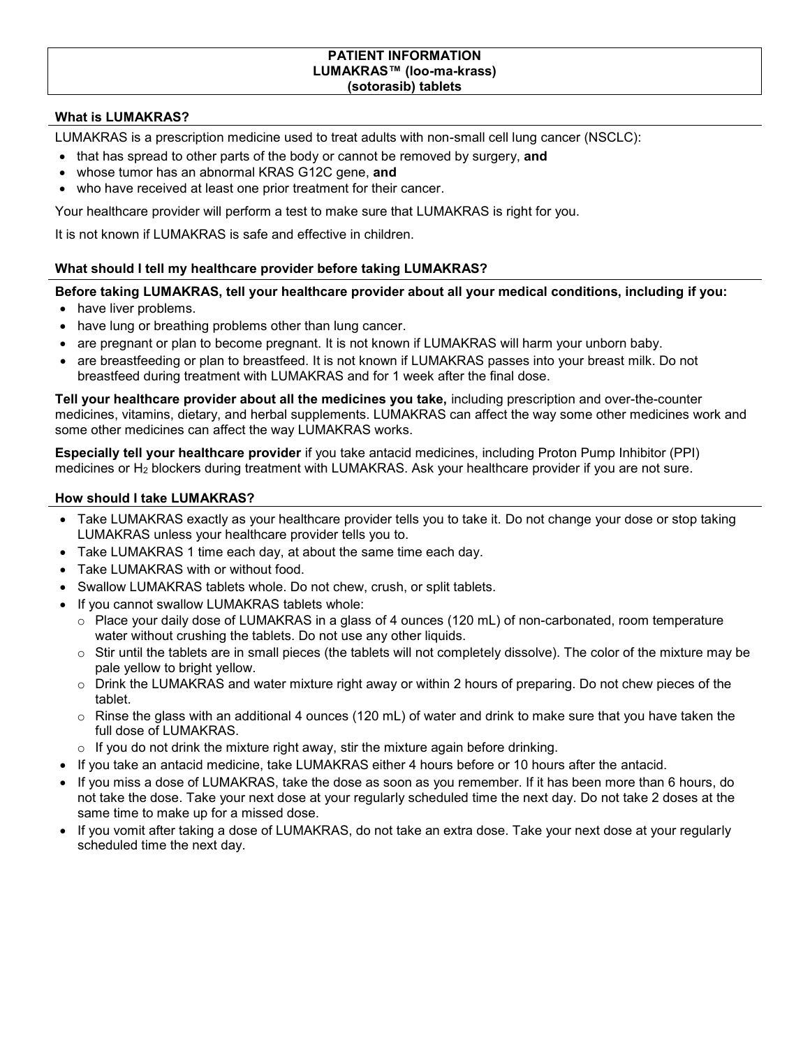# PATIENT INFORMATION
# LUMAKRAS™ (loo-ma-krass)
# (sotorasib) tablets

## What is LUMAKRAS?

LUMAKRAS is a prescription medicine used to treat adults with non-small cell lung cancer (NSCLC):

- that has spread to other parts of the body or cannot be removed by surgery, **and**
- whose tumor has an abnormal KRAS G12C gene, **and**
- who have received at least one prior treatment for their cancer.

Your healthcare provider will perform a test to make sure that LUMAKRAS is right for you.

It is not known if LUMAKRAS is safe and effective in children.

## What should I tell my healthcare provider before taking LUMAKRAS?

**Before taking LUMAKRAS, tell your healthcare provider about all your medical conditions, including if you:**

- have liver problems.
- have lung or breathing problems other than lung cancer.
- are pregnant or plan to become pregnant. It is not known if LUMAKRAS will harm your unborn baby.
- are breastfeeding or plan to breastfeed. It is not known if LUMAKRAS passes into your breast milk. Do not breastfeed during treatment with LUMAKRAS and for 1 week after the final dose.

**Tell your healthcare provider about all the medicines you take,** including prescription and over-the-counter medicines, vitamins, dietary, and herbal supplements. LUMAKRAS can affect the way some other medicines work and some other medicines can affect the way LUMAKRAS works.

**Especially tell your healthcare provider** if you take antacid medicines, including Proton Pump Inhibitor (PPI) medicines or $H_2$ blockers during treatment with LUMAKRAS. Ask your healthcare provider if you are not sure.

## How should I take LUMAKRAS?

- Take LUMAKRAS exactly as your healthcare provider tells you to take it. Do not change your dose or stop taking LUMAKRAS unless your healthcare provider tells you to.
- Take LUMAKRAS 1 time each day, at about the same time each day.
- Take LUMAKRAS with or without food.
- Swallow LUMAKRAS tablets whole. Do not chew, crush, or split tablets.
- If you cannot swallow LUMAKRAS tablets whole:
  - Place your daily dose of LUMAKRAS in a glass of 4 ounces (120 mL) of non-carbonated, room temperature water without crushing the tablets. Do not use any other liquids.
  - Stir until the tablets are in small pieces (the tablets will not completely dissolve). The color of the mixture may be pale yellow to bright yellow.
  - Drink the LUMAKRAS and water mixture right away or within 2 hours of preparing. Do not chew pieces of the tablet.
  - Rinse the glass with an additional 4 ounces (120 mL) of water and drink to make sure that you have taken the full dose of LUMAKRAS.
  - If you do not drink the mixture right away, stir the mixture again before drinking.
- If you take an antacid medicine, take LUMAKRAS either 4 hours before or 10 hours after the antacid.
- If you miss a dose of LUMAKRAS, take the dose as soon as you remember. If it has been more than 6 hours, do not take the dose. Take your next dose at your regularly scheduled time the next day. Do not take 2 doses at the same time to make up for a missed dose.
- If you vomit after taking a dose of LUMAKRAS, do not take an extra dose. Take your next dose at your regularly scheduled time the next day.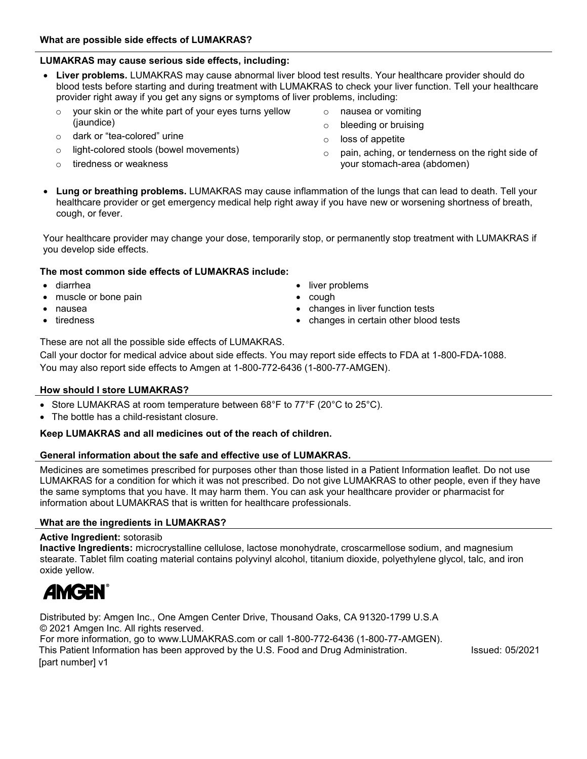### What are possible side effects of LUMAKRAS?

**LUMAKRAS may cause serious side effects, including:**

- **Liver problems.** LUMAKRAS may cause abnormal liver blood test results. Your healthcare provider should do blood tests before starting and during treatment with LUMAKRAS to check your liver function. Tell your healthcare provider right away if you get any signs or symptoms of liver problems, including:
  - your skin or the white part of your eyes turns yellow (jaundice)
  - dark or "tea-colored" urine
  - light-colored stools (bowel movements)
  - tiredness or weakness
  - nausea or vomiting
  - bleeding or bruising
  - loss of appetite
  - pain, aching, or tenderness on the right side of your stomach-area (abdomen)
- **Lung or breathing problems.** LUMAKRAS may cause inflammation of the lungs that can lead to death. Tell your healthcare provider or get emergency medical help right away if you have new or worsening shortness of breath, cough, or fever.

Your healthcare provider may change your dose, temporarily stop, or permanently stop treatment with LUMAKRAS if you develop side effects.

**The most common side effects of LUMAKRAS include:**

- diarrhea
- muscle or bone pain
- nausea
- tiredness
- liver problems
- cough
- changes in liver function tests
- changes in certain other blood tests

These are not all the possible side effects of LUMAKRAS.

Call your doctor for medical advice about side effects. You may report side effects to FDA at 1-800-FDA-1088. You may also report side effects to Amgen at 1-800-772-6436 (1-800-77-AMGEN).

### How should I store LUMAKRAS?

- Store LUMAKRAS at room temperature between 68°F to 77°F (20°C to 25°C).
- The bottle has a child-resistant closure.

**Keep LUMAKRAS and all medicines out of the reach of children.**

### General information about the safe and effective use of LUMAKRAS.

Medicines are sometimes prescribed for purposes other than those listed in a Patient Information leaflet. Do not use LUMAKRAS for a condition for which it was not prescribed. Do not give LUMAKRAS to other people, even if they have the same symptoms that you have. It may harm them. You can ask your healthcare provider or pharmacist for information about LUMAKRAS that is written for healthcare professionals.

### What are the ingredients in LUMAKRAS?

**Active Ingredient:** sotorasib

**Inactive Ingredients:** microcrystalline cellulose, lactose monohydrate, croscarmellose sodium, and magnesium stearate. Tablet film coating material contains polyvinyl alcohol, titanium dioxide, polyethylene glycol, talc, and iron oxide yellow.

AMGEN®

Distributed by: Amgen Inc., One Amgen Center Drive, Thousand Oaks, CA 91320-1799 U.S.A

© 2021 Amgen Inc. All rights reserved.

For more information, go to www.LUMAKRAS.com or call 1-800-772-6436 (1-800-77-AMGEN).

This Patient Information has been approved by the U.S. Food and Drug Administration. Issued: 05/2021

[part number] v1